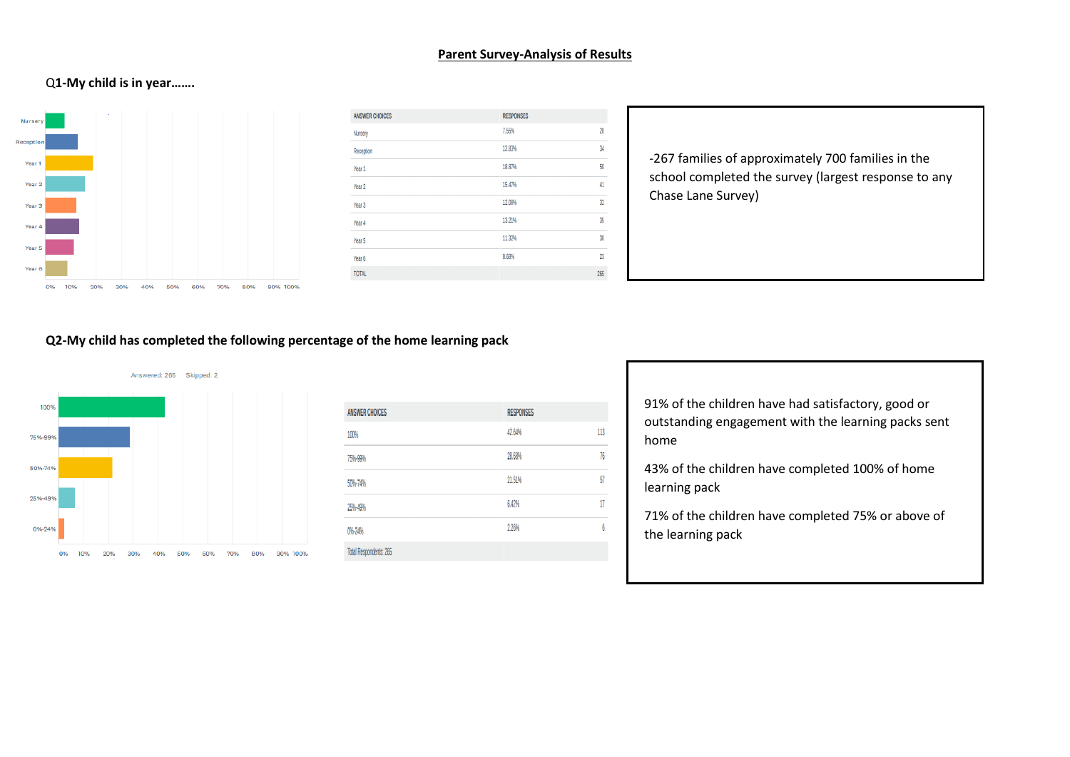# Parent Survey-Analysis of Results

## Q1-My child is in year…….

| ANSWER CHOICES | RESPONSES | |
|---|---|---|
| Nursery | 7.55% | 20 |
| Reception | 12.83% | 34 |
| Year 1 | 18.87% | 50 |
| Year 2 | 15.47% | 41 |
| Year 3 | 12.08% | 32 |
| Year 4 | 13.21% | 35 |
| Year 5 | 11.32% | 30 |
| Year 6 | 8.68% | 23 |
| TOTAL | | 265 |

-267 families of approximately 700 families in the school completed the survey (largest response to any Chase Lane Survey)

## Q2-My child has completed the following percentage of the home learning pack

Answered: 265 Skipped: 2

| ANSWER CHOICES | RESPONSES | |
|---|---|---|
| 100% | 42.64% | 113 |
| 75%-99% | 28.68% | 76 |
| 50%-74% | 21.51% | 57 |
| 25%-49% | 6.42% | 17 |
| 0%-24% | 2.26% | 6 |
| Total Respondents: 265 | | |

91% of the children have had satisfactory, good or outstanding engagement with the learning packs sent home

43% of the children have completed 100% of home learning pack

71% of the children have completed 75% or above of the learning pack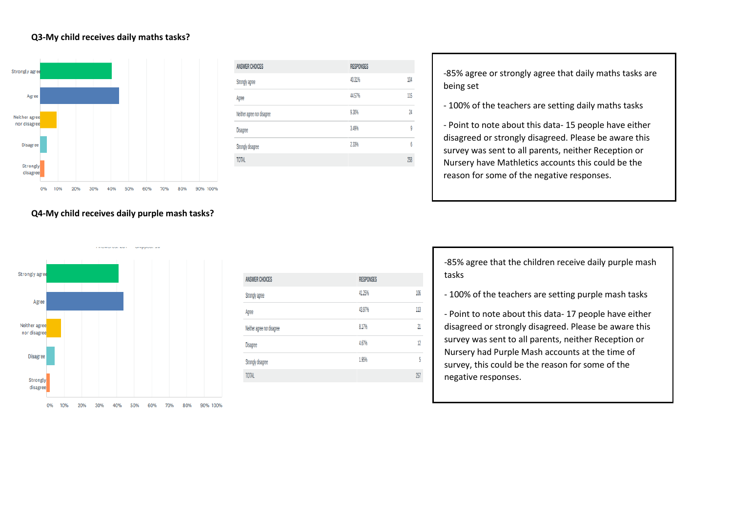**Q3-My child receives daily maths tasks?**

| ANSWER CHOICES | RESPONSES | |
|---|---|---|
| Strongly agree | 40.31% | 104 |
| Agree | 44.57% | 115 |
| Neither agree nor disagree | 9.30% | 24 |
| Disagree | 3.49% | 9 |
| Strongly disagree | 2.33% | 6 |
| TOTAL | | 258 |

-85% agree or strongly agree that daily maths tasks are being set

- 100% of the teachers are setting daily maths tasks

- Point to note about this data- 15 people have either disagreed or strongly disagreed. Please be aware this survey was sent to all parents, neither Reception or Nursery have Mathletics accounts this could be the reason for some of the negative responses.

**Q4-My child receives daily purple mash tasks?**

| ANSWER CHOICES | RESPONSES | |
|---|---|---|
| Strongly agree | 41.25% | 106 |
| Agree | 43.97% | 113 |
| Neither agree nor disagree | 8.17% | 21 |
| Disagree | 4.67% | 12 |
| Strongly disagree | 1.95% | 5 |
| TOTAL | | 257 |

-85% agree that the children receive daily purple mash tasks

- 100% of the teachers are setting purple mash tasks

- Point to note about this data- 17 people have either disagreed or strongly disagreed. Please be aware this survey was sent to all parents, neither Reception or Nursery had Purple Mash accounts at the time of survey, this could be the reason for some of the negative responses.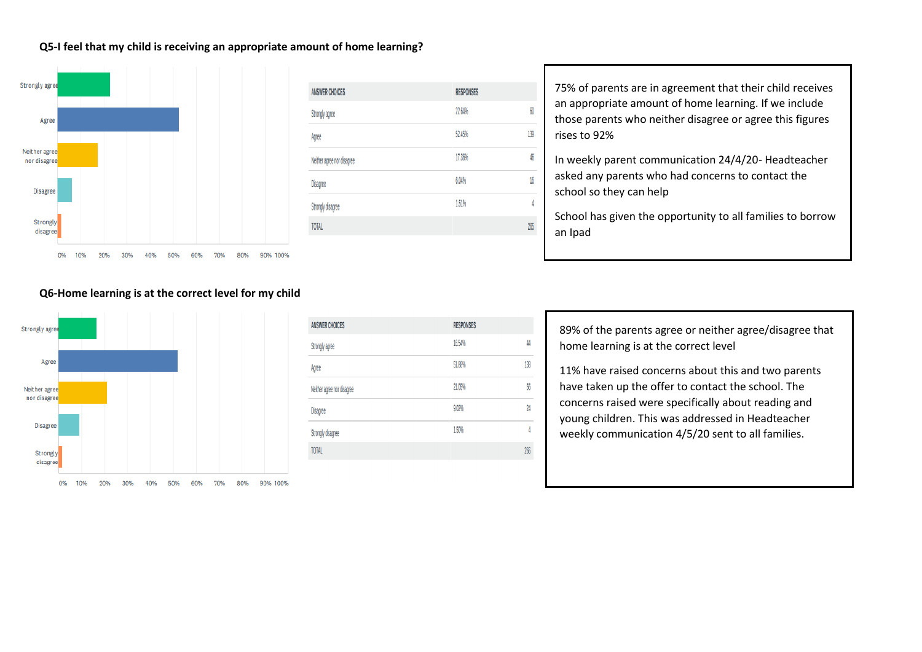**Q5-I feel that my child is receiving an appropriate amount of home learning?**

| ANSWER CHOICES | RESPONSES | |
|---|---|---|
| Strongly agree | 22.64% | 60 |
| Agree | 52.45% | 139 |
| Neither agree nor disagree | 17.36% | 46 |
| Disagree | 6.04% | 16 |
| Strongly disagree | 1.51% | 4 |
| TOTAL | | 265 |

75% of parents are in agreement that their child receives an appropriate amount of home learning. If we include those parents who neither disagree or agree this figures rises to 92%

In weekly parent communication 24/4/20- Headteacher asked any parents who had concerns to contact the school so they can help

School has given the opportunity to all families to borrow an Ipad

**Q6-Home learning is at the correct level for my child**

| ANSWER CHOICES | RESPONSES | |
|---|---|---|
| Strongly agree | 16.54% | 44 |
| Agree | 51.88% | 138 |
| Neither agree nor disagree | 21.05% | 56 |
| Disagree | 9.02% | 24 |
| Strongly disagree | 1.50% | 4 |
| TOTAL | | 266 |

89% of the parents agree or neither agree/disagree that home learning is at the correct level

11% have raised concerns about this and two parents have taken up the offer to contact the school. The concerns raised were specifically about reading and young children. This was addressed in Headteacher weekly communication 4/5/20 sent to all families.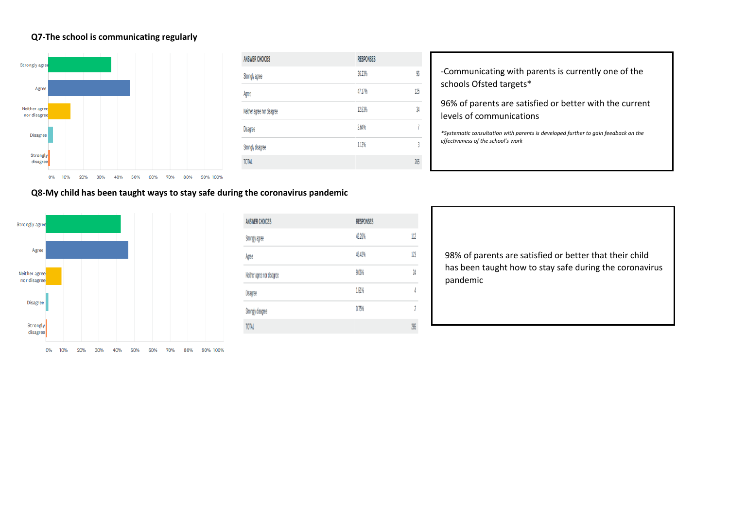### Q7-The school is communicating regularly

| ANSWER CHOICES | RESPONSES | |
|---|---|---|
| Strongly agree | 36.23% | 96 |
| Agree | 47.17% | 125 |
| Neither agree nor disagree | 12.83% | 34 |
| Disagree | 2.64% | 7 |
| Strongly disagree | 1.13% | 3 |
| TOTAL | | 265 |

-Communicating with parents is currently one of the schools Ofsted targets*

96% of parents are satisfied or better with the current levels of communications

*\*Systematic consultation with parents is developed further to gain feedback on the effectiveness of the school's work*

### Q8-My child has been taught ways to stay safe during the coronavirus pandemic

| ANSWER CHOICES | RESPONSES | |
|---|---|---|
| Strongly agree | 42.26% | 112 |
| Agree | 46.42% | 123 |
| Neither agree nor disagree | 9.06% | 24 |
| Disagree | 1.51% | 4 |
| Strongly disagree | 0.75% | 2 |
| TOTAL | | 265 |

98% of parents are satisfied or better that their child has been taught how to stay safe during the coronavirus pandemic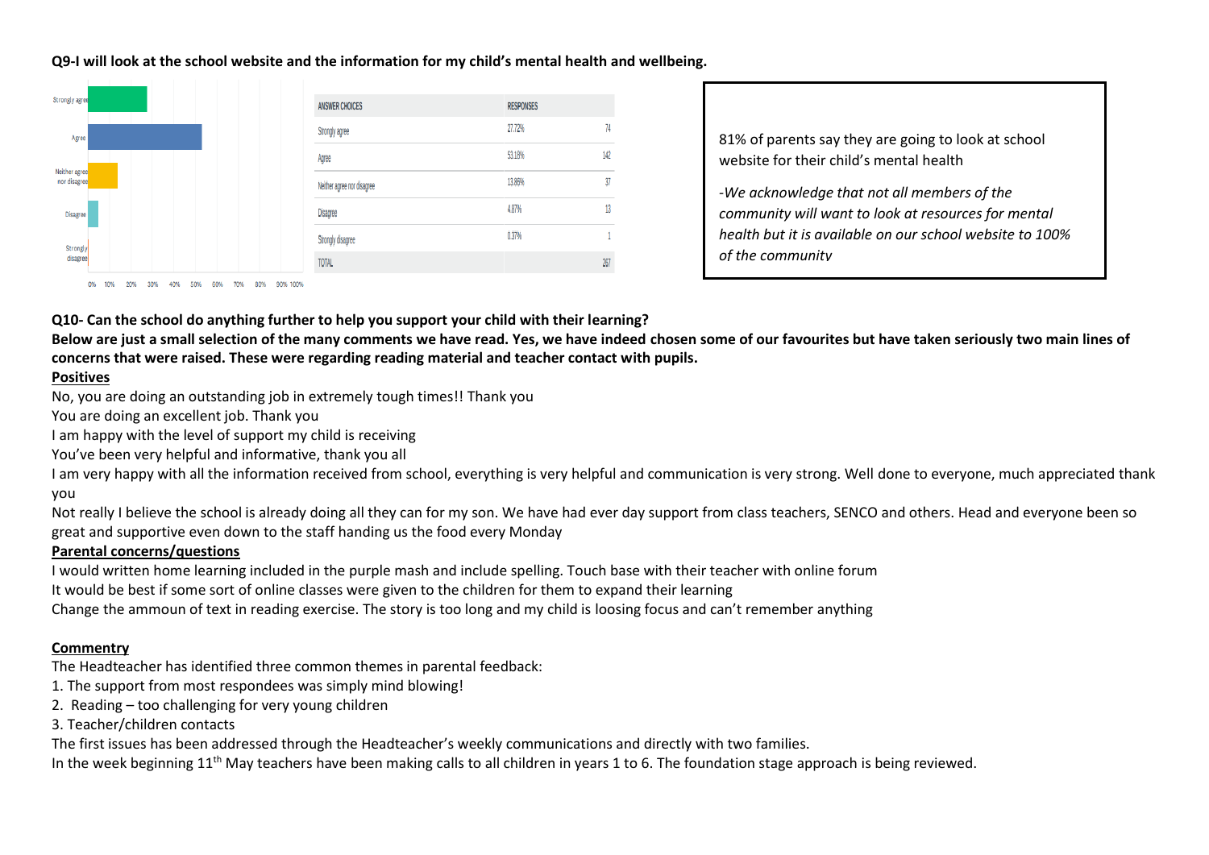**Q9-I will look at the school website and the information for my child's mental health and wellbeing.**

Strongly agree
Agree
Neither agree nor disagree
Disagree
Strongly disagree

0% 10% 20% 30% 40% 50% 60% 70% 80% 90% 100%

| ANSWER CHOICES | RESPONSES | |
|---|---|---|
| Strongly agree | 27.72% | 74 |
| Agree | 53.18% | 142 |
| Neither agree nor disagree | 13.86% | 37 |
| Disagree | 4.87% | 13 |
| Strongly disagree | 0.37% | 1 |
| TOTAL | | 267 |

81% of parents say they are going to look at school website for their child's mental health

*-We acknowledge that not all members of the community will want to look at resources for mental health but it is available on our school website to 100% of the community*

**Q10- Can the school do anything further to help you support your child with their learning?**

**Below are just a small selection of the many comments we have read. Yes, we have indeed chosen some of our favourites but have taken seriously two main lines of concerns that were raised. These were regarding reading material and teacher contact with pupils.**

**<u>Positives</u>**

No, you are doing an outstanding job in extremely tough times!! Thank you

You are doing an excellent job. Thank you

I am happy with the level of support my child is receiving

You've been very helpful and informative, thank you all

I am very happy with all the information received from school, everything is very helpful and communication is very strong. Well done to everyone, much appreciated thank you

Not really I believe the school is already doing all they can for my son. We have had ever day support from class teachers, SENCO and others. Head and everyone been so great and supportive even down to the staff handing us the food every Monday

**<u>Parental concerns/questions</u>**

I would written home learning included in the purple mash and include spelling. Touch base with their teacher with online forum

It would be best if some sort of online classes were given to the children for them to expand their learning

Change the ammoun of text in reading exercise. The story is too long and my child is loosing focus and can't remember anything

**<u>Commentry</u>**

The Headteacher has identified three common themes in parental feedback:

1. The support from most respondees was simply mind blowing!
2. Reading – too challenging for very young children
3. Teacher/children contacts

The first issues has been addressed through the Headteacher's weekly communications and directly with two families.

In the week beginning 11th May teachers have been making calls to all children in years 1 to 6. The foundation stage approach is being reviewed.